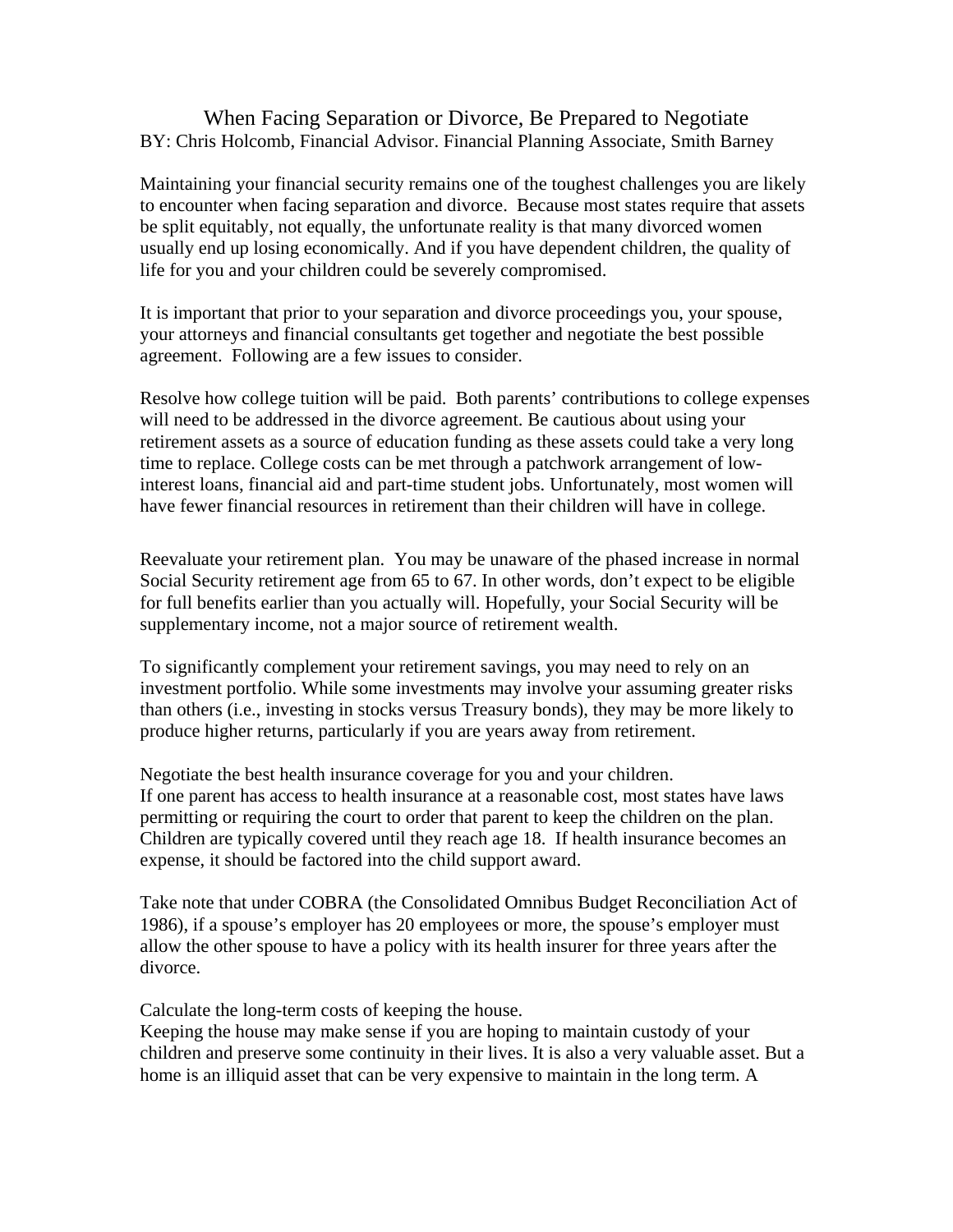# When Facing Separation or Divorce, Be Prepared to Negotiate

BY: Chris Holcomb, Financial Advisor. Financial Planning Associate, Smith Barney

Maintaining your financial security remains one of the toughest challenges you are likely to encounter when facing separation and divorce. Because most states require that assets be split equitably, not equally, the unfortunate reality is that many divorced women usually end up losing economically. And if you have dependent children, the quality of life for you and your children could be severely compromised.

It is important that prior to your separation and divorce proceedings you, your spouse, your attorneys and financial consultants get together and negotiate the best possible agreement. Following are a few issues to consider.

Resolve how college tuition will be paid. Both parents' contributions to college expenses will need to be addressed in the divorce agreement. Be cautious about using your retirement assets as a source of education funding as these assets could take a very long time to replace. College costs can be met through a patchwork arrangement of low-interest loans, financial aid and part-time student jobs. Unfortunately, most women will have fewer financial resources in retirement than their children will have in college.

Reevaluate your retirement plan. You may be unaware of the phased increase in normal Social Security retirement age from 65 to 67. In other words, don't expect to be eligible for full benefits earlier than you actually will. Hopefully, your Social Security will be supplementary income, not a major source of retirement wealth.

To significantly complement your retirement savings, you may need to rely on an investment portfolio. While some investments may involve your assuming greater risks than others (i.e., investing in stocks versus Treasury bonds), they may be more likely to produce higher returns, particularly if you are years away from retirement.

Negotiate the best health insurance coverage for you and your children.
If one parent has access to health insurance at a reasonable cost, most states have laws permitting or requiring the court to order that parent to keep the children on the plan. Children are typically covered until they reach age 18. If health insurance becomes an expense, it should be factored into the child support award.

Take note that under COBRA (the Consolidated Omnibus Budget Reconciliation Act of 1986), if a spouse's employer has 20 employees or more, the spouse's employer must allow the other spouse to have a policy with its health insurer for three years after the divorce.

Calculate the long-term costs of keeping the house.
Keeping the house may make sense if you are hoping to maintain custody of your children and preserve some continuity in their lives. It is also a very valuable asset. But a home is an illiquid asset that can be very expensive to maintain in the long term. A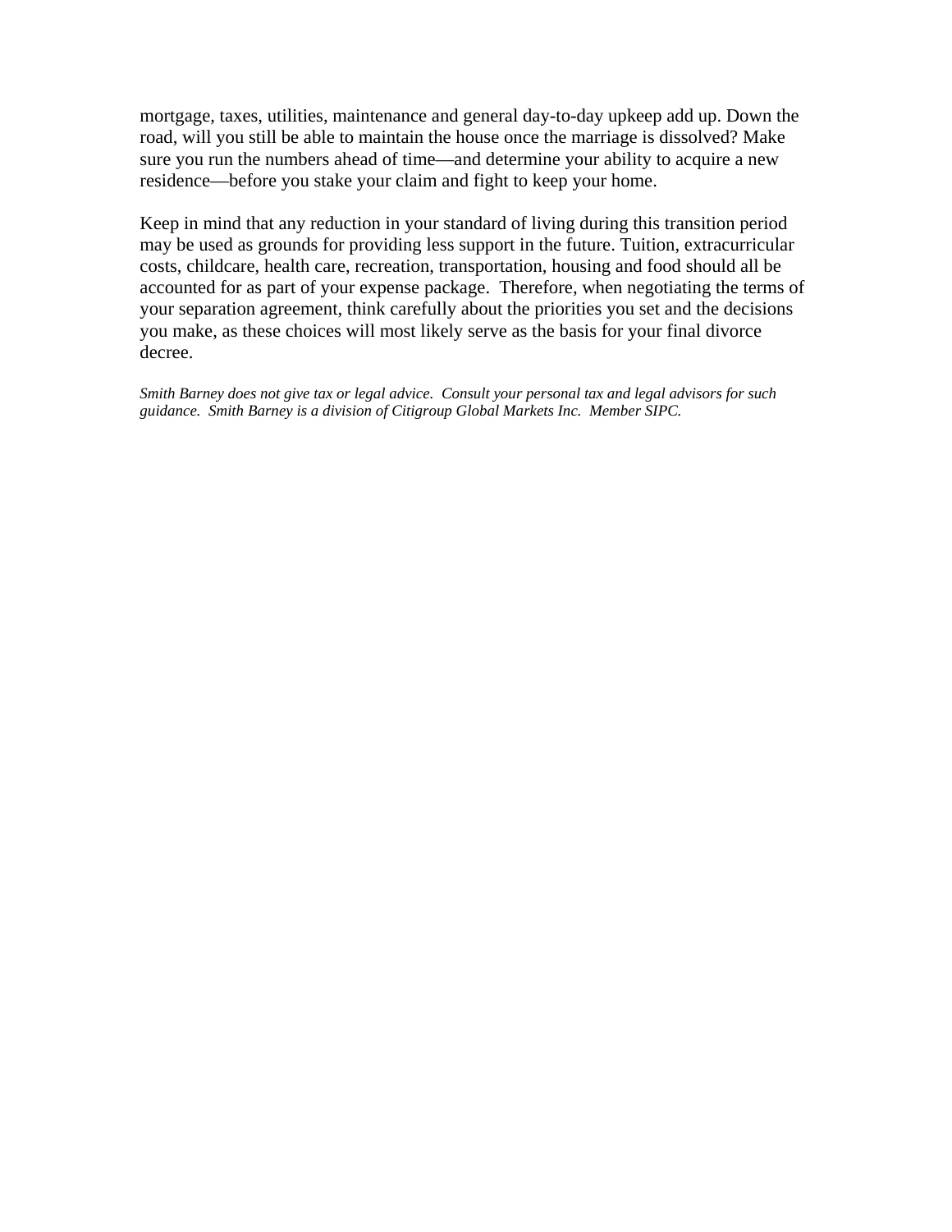mortgage, taxes, utilities, maintenance and general day-to-day upkeep add up. Down the road, will you still be able to maintain the house once the marriage is dissolved? Make sure you run the numbers ahead of time—and determine your ability to acquire a new residence—before you stake your claim and fight to keep your home.

Keep in mind that any reduction in your standard of living during this transition period may be used as grounds for providing less support in the future. Tuition, extracurricular costs, childcare, health care, recreation, transportation, housing and food should all be accounted for as part of your expense package. Therefore, when negotiating the terms of your separation agreement, think carefully about the priorities you set and the decisions you make, as these choices will most likely serve as the basis for your final divorce decree.

*Smith Barney does not give tax or legal advice. Consult your personal tax and legal advisors for such guidance. Smith Barney is a division of Citigroup Global Markets Inc. Member SIPC.*